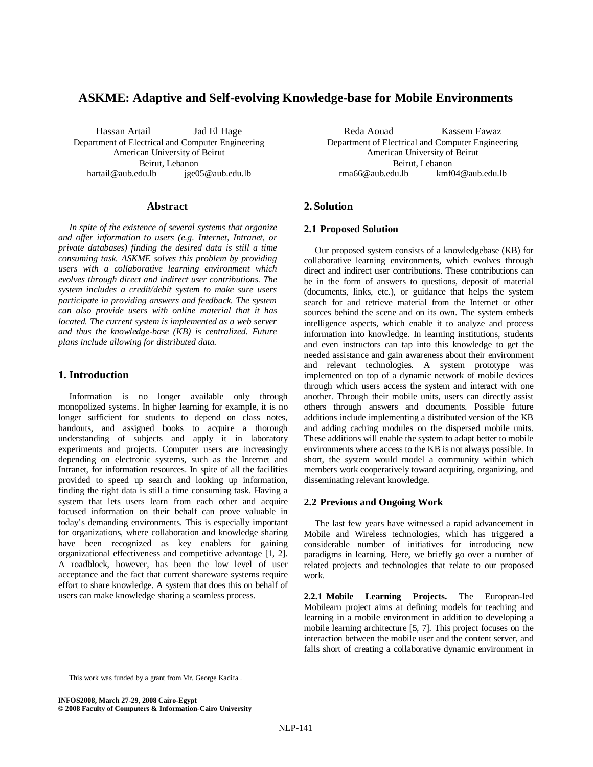# ASKME: Adaptive and Self-evolving Knowledge-base for Mobile Environments

Hassan Artail Jad El Hage
Department of Electrical and Computer Engineering
American University of Beirut
Beirut, Lebanon
hartail@aub.edu.lb jge05@aub.edu.lb

Reda Aouad Kassem Fawaz
Department of Electrical and Computer Engineering
American University of Beirut
Beirut, Lebanon
rma66@aub.edu.lb kmf04@aub.edu.lb

## Abstract

*In spite of the existence of several systems that organize and offer information to users (e.g. Internet, Intranet, or private databases) finding the desired data is still a time consuming task. ASKME solves this problem by providing users with a collaborative learning environment which evolves through direct and indirect user contributions. The system includes a credit/debit system to make sure users participate in providing answers and feedback. The system can also provide users with online material that it has located. The current system is implemented as a web server and thus the knowledge-base (KB) is centralized. Future plans include allowing for distributed data.*

## 1. Introduction

Information is no longer available only through monopolized systems. In higher learning for example, it is no longer sufficient for students to depend on class notes, handouts, and assigned books to acquire a thorough understanding of subjects and apply it in laboratory experiments and projects. Computer users are increasingly depending on electronic systems, such as the Internet and Intranet, for information resources. In spite of all the facilities provided to speed up search and looking up information, finding the right data is still a time consuming task. Having a system that lets users learn from each other and acquire focused information on their behalf can prove valuable in today's demanding environments. This is especially important for organizations, where collaboration and knowledge sharing have been recognized as key enablers for gaining organizational effectiveness and competitive advantage [1, 2]. A roadblock, however, has been the low level of user acceptance and the fact that current shareware systems require effort to share knowledge. A system that does this on behalf of users can make knowledge sharing a seamless process.

## 2. Solution

### 2.1 Proposed Solution

Our proposed system consists of a knowledgebase (KB) for collaborative learning environments, which evolves through direct and indirect user contributions. These contributions can be in the form of answers to questions, deposit of material (documents, links, etc.), or guidance that helps the system search for and retrieve material from the Internet or other sources behind the scene and on its own. The system embeds intelligence aspects, which enable it to analyze and process information into knowledge. In learning institutions, students and even instructors can tap into this knowledge to get the needed assistance and gain awareness about their environment and relevant technologies. A system prototype was implemented on top of a dynamic network of mobile devices through which users access the system and interact with one another. Through their mobile units, users can directly assist others through answers and documents. Possible future additions include implementing a distributed version of the KB and adding caching modules on the dispersed mobile units. These additions will enable the system to adapt better to mobile environments where access to the KB is not always possible. In short, the system would model a community within which members work cooperatively toward acquiring, organizing, and disseminating relevant knowledge.

### 2.2 Previous and Ongoing Work

The last few years have witnessed a rapid advancement in Mobile and Wireless technologies, which has triggered a considerable number of initiatives for introducing new paradigms in learning. Here, we briefly go over a number of related projects and technologies that relate to our proposed work.

**2.2.1 Mobile Learning Projects.** The European-led Mobilearn project aims at defining models for teaching and learning in a mobile environment in addition to developing a mobile learning architecture [5, 7]. This project focuses on the interaction between the mobile user and the content server, and falls short of creating a collaborative dynamic environment in

This work was funded by a grant from Mr. George Kadifa .

**INFOS2008, March 27-29, 2008 Cairo-Egypt**
**© 2008 Faculty of Computers & Information-Cairo University**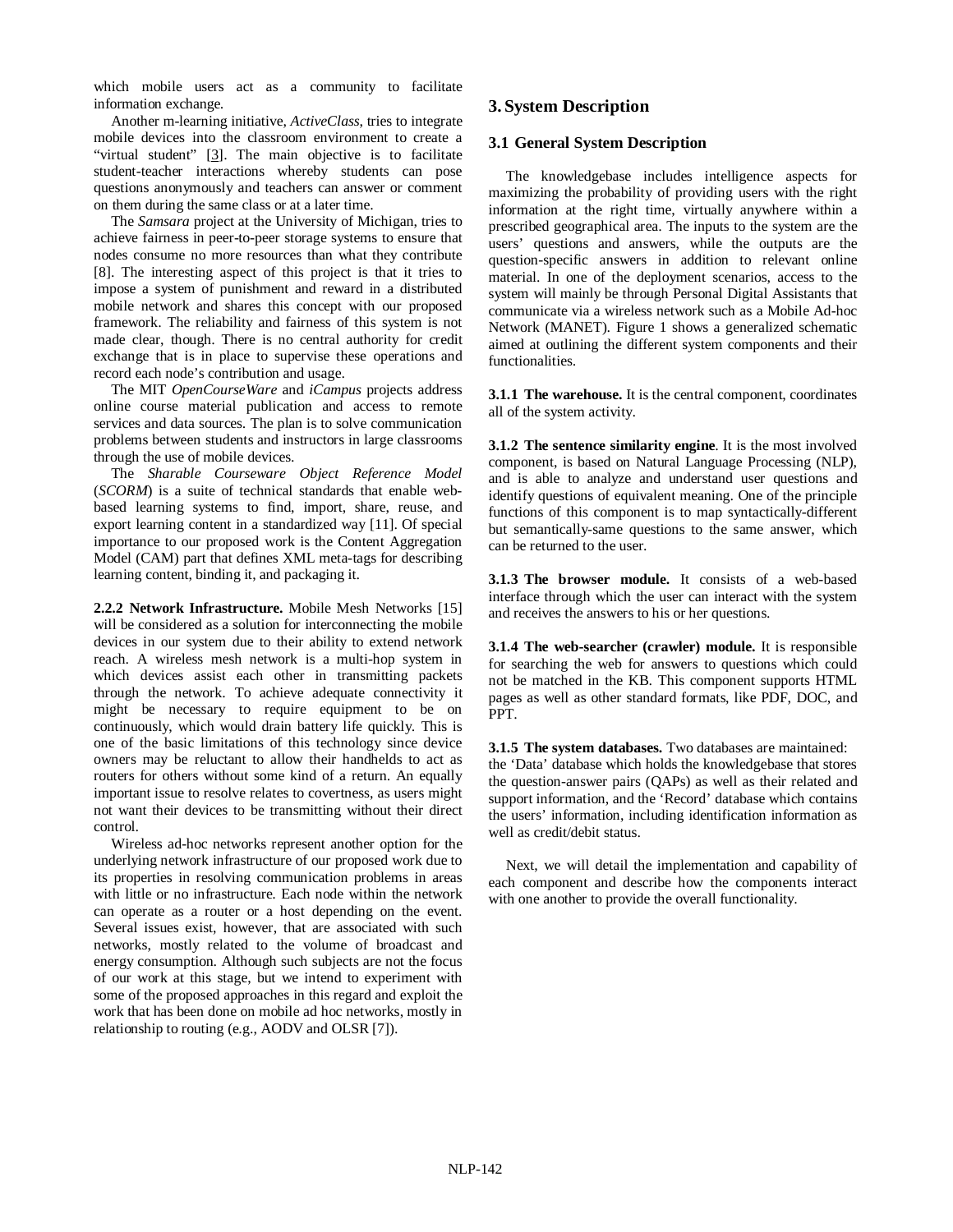which mobile users act as a community to facilitate information exchange.

Another m-learning initiative, *ActiveClass*, tries to integrate mobile devices into the classroom environment to create a "virtual student" [3]. The main objective is to facilitate student-teacher interactions whereby students can pose questions anonymously and teachers can answer or comment on them during the same class or at a later time.

The *Samsara* project at the University of Michigan, tries to achieve fairness in peer-to-peer storage systems to ensure that nodes consume no more resources than what they contribute [8]. The interesting aspect of this project is that it tries to impose a system of punishment and reward in a distributed mobile network and shares this concept with our proposed framework. The reliability and fairness of this system is not made clear, though. There is no central authority for credit exchange that is in place to supervise these operations and record each node's contribution and usage.

The MIT *OpenCourseWare* and *iCampus* projects address online course material publication and access to remote services and data sources. The plan is to solve communication problems between students and instructors in large classrooms through the use of mobile devices.

The *Sharable Courseware Object Reference Model* (*SCORM*) is a suite of technical standards that enable web-based learning systems to find, import, share, reuse, and export learning content in a standardized way [11]. Of special importance to our proposed work is the Content Aggregation Model (CAM) part that defines XML meta-tags for describing learning content, binding it, and packaging it.

**2.2.2 Network Infrastructure.** Mobile Mesh Networks [15] will be considered as a solution for interconnecting the mobile devices in our system due to their ability to extend network reach. A wireless mesh network is a multi-hop system in which devices assist each other in transmitting packets through the network. To achieve adequate connectivity it might be necessary to require equipment to be on continuously, which would drain battery life quickly. This is one of the basic limitations of this technology since device owners may be reluctant to allow their handhelds to act as routers for others without some kind of a return. An equally important issue to resolve relates to covertness, as users might not want their devices to be transmitting without their direct control.

Wireless ad-hoc networks represent another option for the underlying network infrastructure of our proposed work due to its properties in resolving communication problems in areas with little or no infrastructure. Each node within the network can operate as a router or a host depending on the event. Several issues exist, however, that are associated with such networks, mostly related to the volume of broadcast and energy consumption. Although such subjects are not the focus of our work at this stage, but we intend to experiment with some of the proposed approaches in this regard and exploit the work that has been done on mobile ad hoc networks, mostly in relationship to routing (e.g., AODV and OLSR [7]).

## 3. System Description

### 3.1 General System Description

The knowledgebase includes intelligence aspects for maximizing the probability of providing users with the right information at the right time, virtually anywhere within a prescribed geographical area. The inputs to the system are the users' questions and answers, while the outputs are the question-specific answers in addition to relevant online material. In one of the deployment scenarios, access to the system will mainly be through Personal Digital Assistants that communicate via a wireless network such as a Mobile Ad-hoc Network (MANET). Figure 1 shows a generalized schematic aimed at outlining the different system components and their functionalities.

**3.1.1 The warehouse.** It is the central component, coordinates all of the system activity.

**3.1.2 The sentence similarity engine**. It is the most involved component, is based on Natural Language Processing (NLP), and is able to analyze and understand user questions and identify questions of equivalent meaning. One of the principle functions of this component is to map syntactically-different but semantically-same questions to the same answer, which can be returned to the user.

**3.1.3 The browser module.** It consists of a web-based interface through which the user can interact with the system and receives the answers to his or her questions.

**3.1.4 The web-searcher (crawler) module.** It is responsible for searching the web for answers to questions which could not be matched in the KB. This component supports HTML pages as well as other standard formats, like PDF, DOC, and PPT.

**3.1.5 The system databases.** Two databases are maintained: the 'Data' database which holds the knowledgebase that stores the question-answer pairs (QAPs) as well as their related and support information, and the 'Record' database which contains the users' information, including identification information as well as credit/debit status.

Next, we will detail the implementation and capability of each component and describe how the components interact with one another to provide the overall functionality.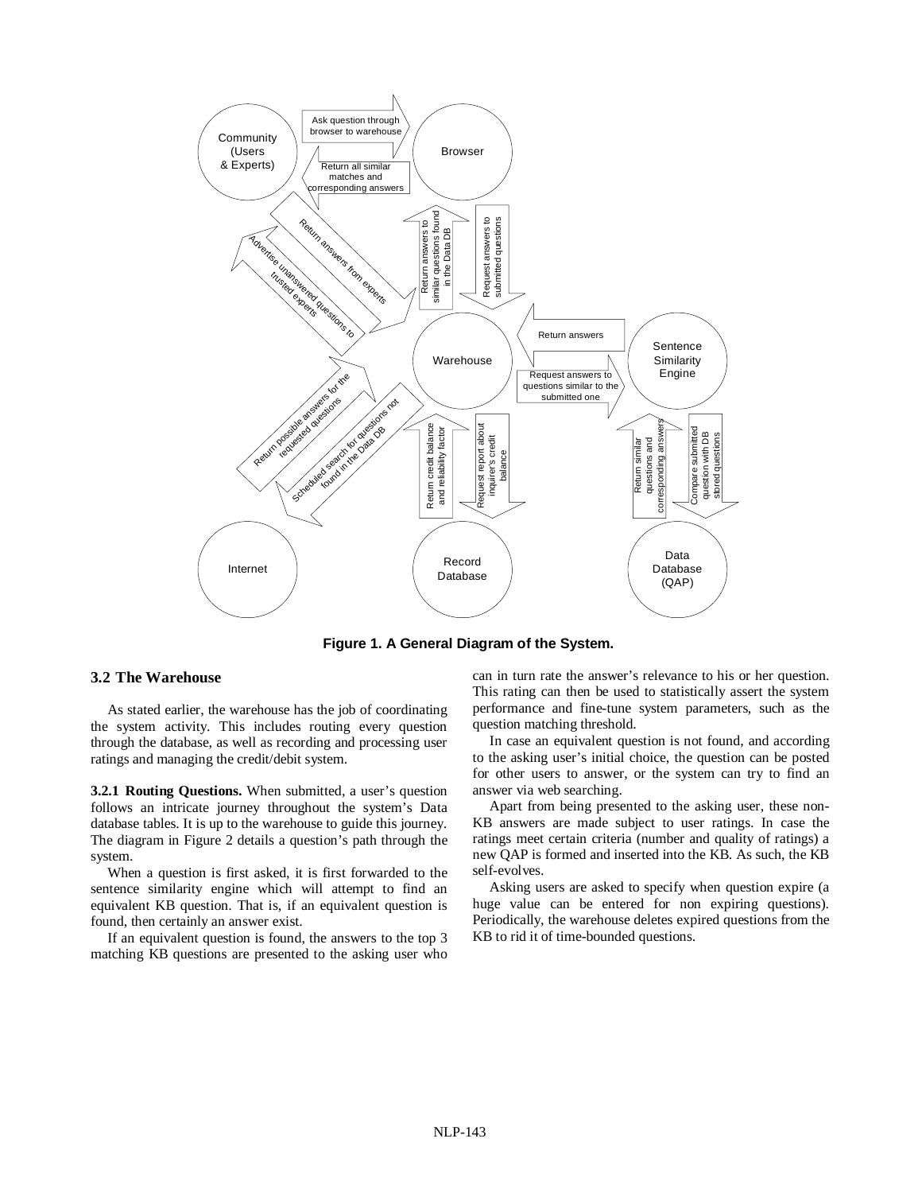Community (Users & Experts)

Browser

Warehouse

Sentence Similarity Engine

Internet

Record Database

Data Database (QAP)

Ask question through browser to warehouse

Return all similar matches and corresponding answers

Return answers from experts

Advertise unanswered questions to trusted experts

Return answers to similar questions found in the Data DB

Request answers to submitted questions

Return answers

Request answers to questions similar to the submitted one

Return possible answers for the requested questions

Scheduled search for questions not found in the Data DB

Return credit balance and reliability factor

Request report about inquirer's credit balance

Return similar questions and corresponding answers

Compare submitted question with DB stored questions

**Figure 1. A General Diagram of the System.**

### 3.2 The Warehouse

As stated earlier, the warehouse has the job of coordinating the system activity. This includes routing every question through the database, as well as recording and processing user ratings and managing the credit/debit system.

**3.2.1 Routing Questions.** When submitted, a user's question follows an intricate journey throughout the system's Data database tables. It is up to the warehouse to guide this journey. The diagram in Figure 2 details a question's path through the system.

When a question is first asked, it is first forwarded to the sentence similarity engine which will attempt to find an equivalent KB question. That is, if an equivalent question is found, then certainly an answer exist.

If an equivalent question is found, the answers to the top 3 matching KB questions are presented to the asking user who can in turn rate the answer's relevance to his or her question. This rating can then be used to statistically assert the system performance and fine-tune system parameters, such as the question matching threshold.

In case an equivalent question is not found, and according to the asking user's initial choice, the question can be posted for other users to answer, or the system can try to find an answer via web searching.

Apart from being presented to the asking user, these non-KB answers are made subject to user ratings. In case the ratings meet certain criteria (number and quality of ratings) a new QAP is formed and inserted into the KB. As such, the KB self-evolves.

Asking users are asked to specify when question expire (a huge value can be entered for non expiring questions). Periodically, the warehouse deletes expired questions from the KB to rid it of time-bounded questions.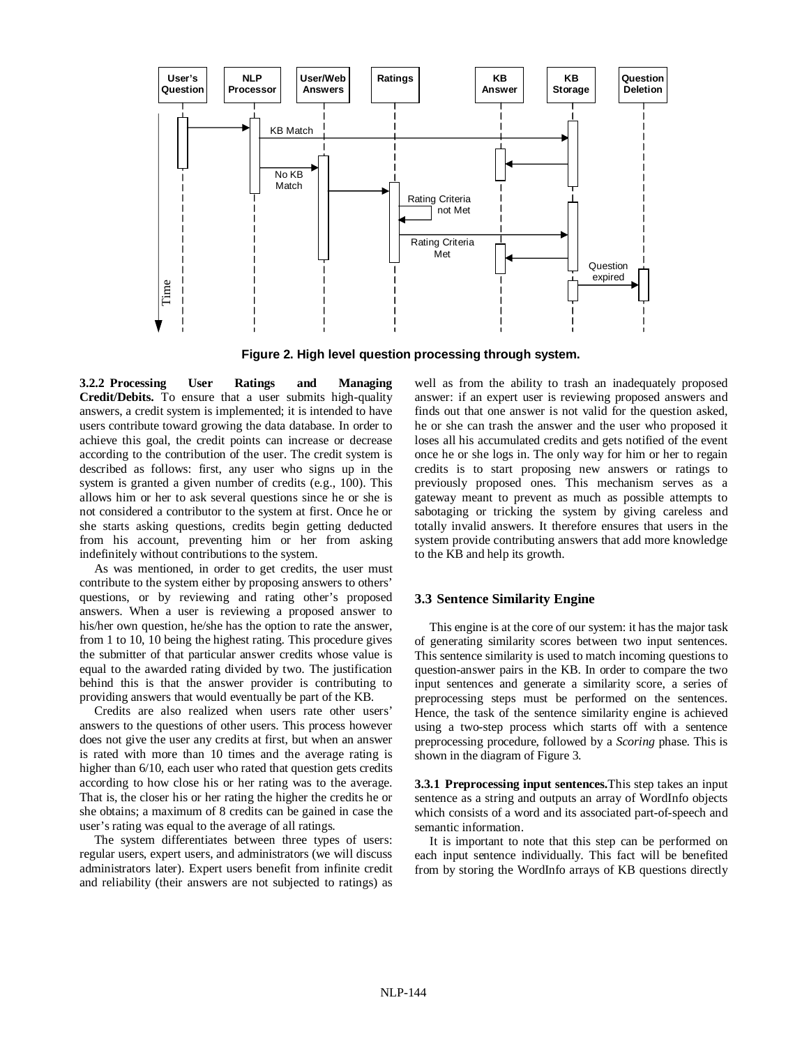User's Question

NLP Processor

User/Web Answers

Ratings

KB Answer

KB Storage

Question Deletion

KB Match

No KB Match

Rating Criteria not Met

Rating Criteria Met

Question expired

Time

**Figure 2. High level question processing through system.**

**3.2.2 Processing User Ratings and Managing Credit/Debits.** To ensure that a user submits high-quality answers, a credit system is implemented; it is intended to have users contribute toward growing the data database. In order to achieve this goal, the credit points can increase or decrease according to the contribution of the user. The credit system is described as follows: first, any user who signs up in the system is granted a given number of credits (e.g., 100). This allows him or her to ask several questions since he or she is not considered a contributor to the system at first. Once he or she starts asking questions, credits begin getting deducted from his account, preventing him or her from asking indefinitely without contributions to the system.

As was mentioned, in order to get credits, the user must contribute to the system either by proposing answers to others' questions, or by reviewing and rating other's proposed answers. When a user is reviewing a proposed answer to his/her own question, he/she has the option to rate the answer, from 1 to 10, 10 being the highest rating. This procedure gives the submitter of that particular answer credits whose value is equal to the awarded rating divided by two. The justification behind this is that the answer provider is contributing to providing answers that would eventually be part of the KB.

Credits are also realized when users rate other users' answers to the questions of other users. This process however does not give the user any credits at first, but when an answer is rated with more than 10 times and the average rating is higher than 6/10, each user who rated that question gets credits according to how close his or her rating was to the average. That is, the closer his or her rating the higher the credits he or she obtains; a maximum of 8 credits can be gained in case the user's rating was equal to the average of all ratings.

The system differentiates between three types of users: regular users, expert users, and administrators (we will discuss administrators later). Expert users benefit from infinite credit and reliability (their answers are not subjected to ratings) as well as from the ability to trash an inadequately proposed answer: if an expert user is reviewing proposed answers and finds out that one answer is not valid for the question asked, he or she can trash the answer and the user who proposed it loses all his accumulated credits and gets notified of the event once he or she logs in. The only way for him or her to regain credits is to start proposing new answers or ratings to previously proposed ones. This mechanism serves as a gateway meant to prevent as much as possible attempts to sabotaging or tricking the system by giving careless and totally invalid answers. It therefore ensures that users in the system provide contributing answers that add more knowledge to the KB and help its growth.

### 3.3 Sentence Similarity Engine

This engine is at the core of our system: it has the major task of generating similarity scores between two input sentences. This sentence similarity is used to match incoming questions to question-answer pairs in the KB. In order to compare the two input sentences and generate a similarity score, a series of preprocessing steps must be performed on the sentences. Hence, the task of the sentence similarity engine is achieved using a two-step process which starts off with a sentence preprocessing procedure, followed by a *Scoring* phase. This is shown in the diagram of Figure 3.

**3.3.1 Preprocessing input sentences.** This step takes an input sentence as a string and outputs an array of WordInfo objects which consists of a word and its associated part-of-speech and semantic information.

It is important to note that this step can be performed on each input sentence individually. This fact will be benefited from by storing the WordInfo arrays of KB questions directly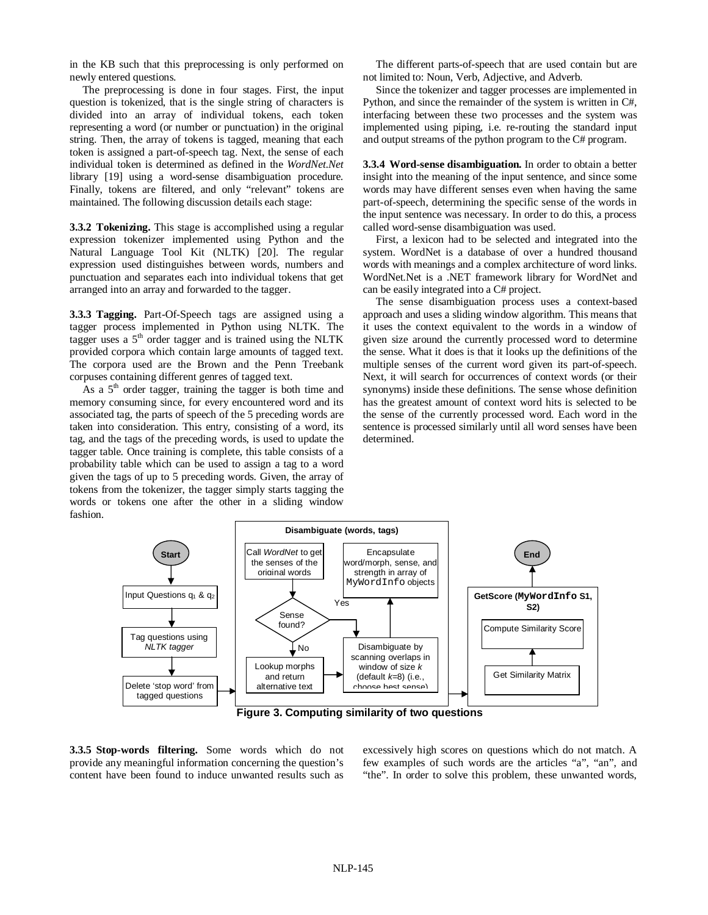in the KB such that this preprocessing is only performed on newly entered questions.

The preprocessing is done in four stages. First, the input question is tokenized, that is the single string of characters is divided into an array of individual tokens, each token representing a word (or number or punctuation) in the original string. Then, the array of tokens is tagged, meaning that each token is assigned a part-of-speech tag. Next, the sense of each individual token is determined as defined in the *WordNet.Net* library [19] using a word-sense disambiguation procedure. Finally, tokens are filtered, and only "relevant" tokens are maintained. The following discussion details each stage:

**3.3.2 Tokenizing.** This stage is accomplished using a regular expression tokenizer implemented using Python and the Natural Language Tool Kit (NLTK) [20]. The regular expression used distinguishes between words, numbers and punctuation and separates each into individual tokens that get arranged into an array and forwarded to the tagger.

**3.3.3 Tagging.** Part-Of-Speech tags are assigned using a tagger process implemented in Python using NLTK. The tagger uses a $5^{th}$ order tagger and is trained using the NLTK provided corpora which contain large amounts of tagged text. The corpora used are the Brown and the Penn Treebank corpuses containing different genres of tagged text.

As a $5^{th}$ order tagger, training the tagger is both time and memory consuming since, for every encountered word and its associated tag, the parts of speech of the 5 preceding words are taken into consideration. This entry, consisting of a word, its tag, and the tags of the preceding words, is used to update the tagger table. Once training is complete, this table consists of a probability table which can be used to assign a tag to a word given the tags of up to 5 preceding words. Given, the array of tokens from the tokenizer, the tagger simply starts tagging the words or tokens one after the other in a sliding window fashion.

The different parts-of-speech that are used contain but are not limited to: Noun, Verb, Adjective, and Adverb.

Since the tokenizer and tagger processes are implemented in Python, and since the remainder of the system is written in C#, interfacing between these two processes and the system was implemented using piping, i.e. re-routing the standard input and output streams of the python program to the C# program.

**3.3.4 Word-sense disambiguation.** In order to obtain a better insight into the meaning of the input sentence, and since some words may have different senses even when having the same part-of-speech, determining the specific sense of the words in the input sentence was necessary. In order to do this, a process called word-sense disambiguation was used.

First, a lexicon had to be selected and integrated into the system. WordNet is a database of over a hundred thousand words with meanings and a complex architecture of word links. WordNet.Net is a .NET framework library for WordNet and can be easily integrated into a C# project.

The sense disambiguation process uses a context-based approach and uses a sliding window algorithm. This means that it uses the context equivalent to the words in a window of given size around the currently processed word to determine the sense. What it does is that it looks up the definitions of the multiple senses of the current word given its part-of-speech. Next, it will search for occurrences of context words (or their synonyms) inside these definitions. The sense whose definition has the greatest amount of context word hits is selected to be the sense of the currently processed word. Each word in the sentence is processed similarly until all word senses have been determined.

Start

Input Questions $q_1$ & $q_2$

Tag questions using *NLTK tagger*

Delete 'stop word' from tagged questions

Disambiguate (words, tags)

Call *WordNet* to get the senses of the original words

Sense found?

Yes

No

Lookup morphs and return alternative text

Disambiguate by scanning overlaps in window of size *k* (default *k*=8) (i.e., choose best sense)

Encapsulate word/morph, sense, and strength in array of MyWordInfo objects

GetScore (MyWordInfo S1, S2)

Compute Similarity Score

Get Similarity Matrix

End

**Figure 3. Computing similarity of two questions**

**3.3.5 Stop-words filtering.** Some words which do not provide any meaningful information concerning the question's content have been found to induce unwanted results such as excessively high scores on questions which do not match. A few examples of such words are the articles "a", "an", and "the". In order to solve this problem, these unwanted words,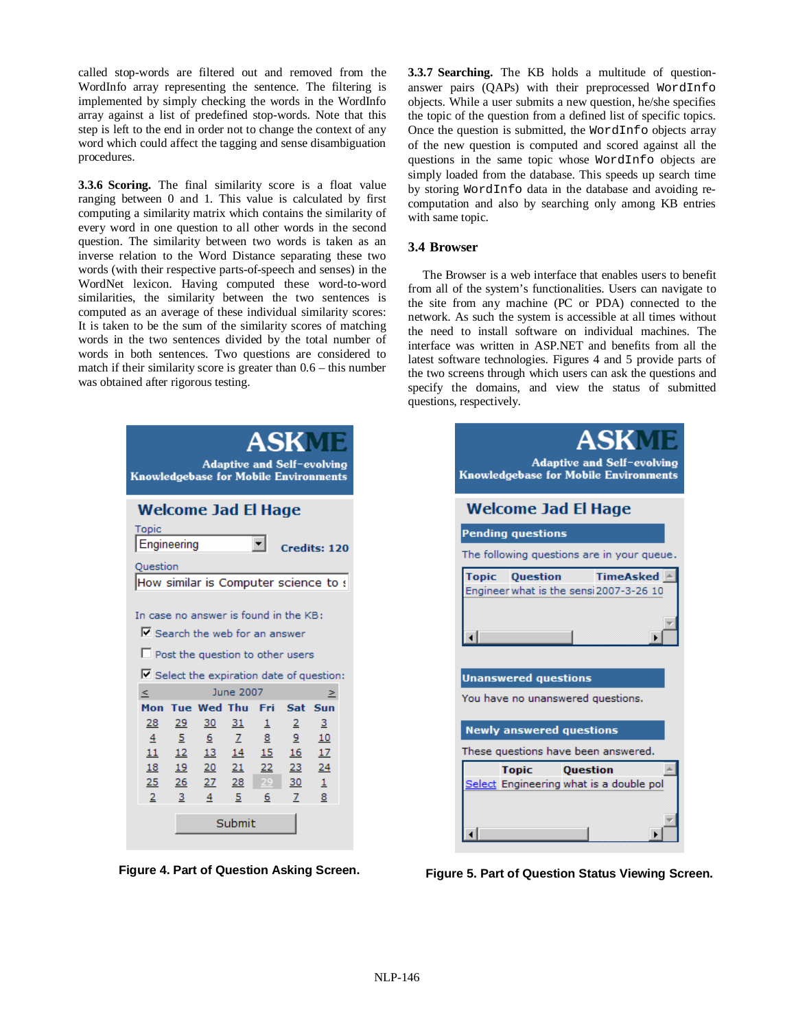called stop-words are filtered out and removed from the WordInfo array representing the sentence. The filtering is implemented by simply checking the words in the WordInfo array against a list of predefined stop-words. Note that this step is left to the end in order not to change the context of any word which could affect the tagging and sense disambiguation procedures.

**3.3.6 Scoring.** The final similarity score is a float value ranging between 0 and 1. This value is calculated by first computing a similarity matrix which contains the similarity of every word in one question to all other words in the second question. The similarity between two words is taken as an inverse relation to the Word Distance separating these two words (with their respective parts-of-speech and senses) in the WordNet lexicon. Having computed these word-to-word similarities, the similarity between the two sentences is computed as an average of these individual similarity scores: It is taken to be the sum of the similarity scores of matching words in the two sentences divided by the total number of words in both sentences. Two questions are considered to match if their similarity score is greater than 0.6 – this number was obtained after rigorous testing.

**3.3.7 Searching.** The KB holds a multitude of question-answer pairs (QAPs) with their preprocessed `WordInfo` objects. While a user submits a new question, he/she specifies the topic of the question from a defined list of specific topics. Once the question is submitted, the `WordInfo` objects array of the new question is computed and scored against all the questions in the same topic whose `WordInfo` objects are simply loaded from the database. This speeds up search time by storing `WordInfo` data in the database and avoiding re-computation and also by searching only among KB entries with same topic.

### 3.4 Browser

The Browser is a web interface that enables users to benefit from all of the system's functionalities. Users can navigate to the site from any machine (PC or PDA) connected to the network. As such the system is accessible at all times without the need to install software on individual machines. The interface was written in ASP.NET and benefits from all the latest software technologies. Figures 4 and 5 provide parts of the two screens through which users can ask the questions and specify the domains, and view the status of submitted questions, respectively.

**Figure 4. Part of Question Asking Screen.**

**Figure 5. Part of Question Status Viewing Screen.**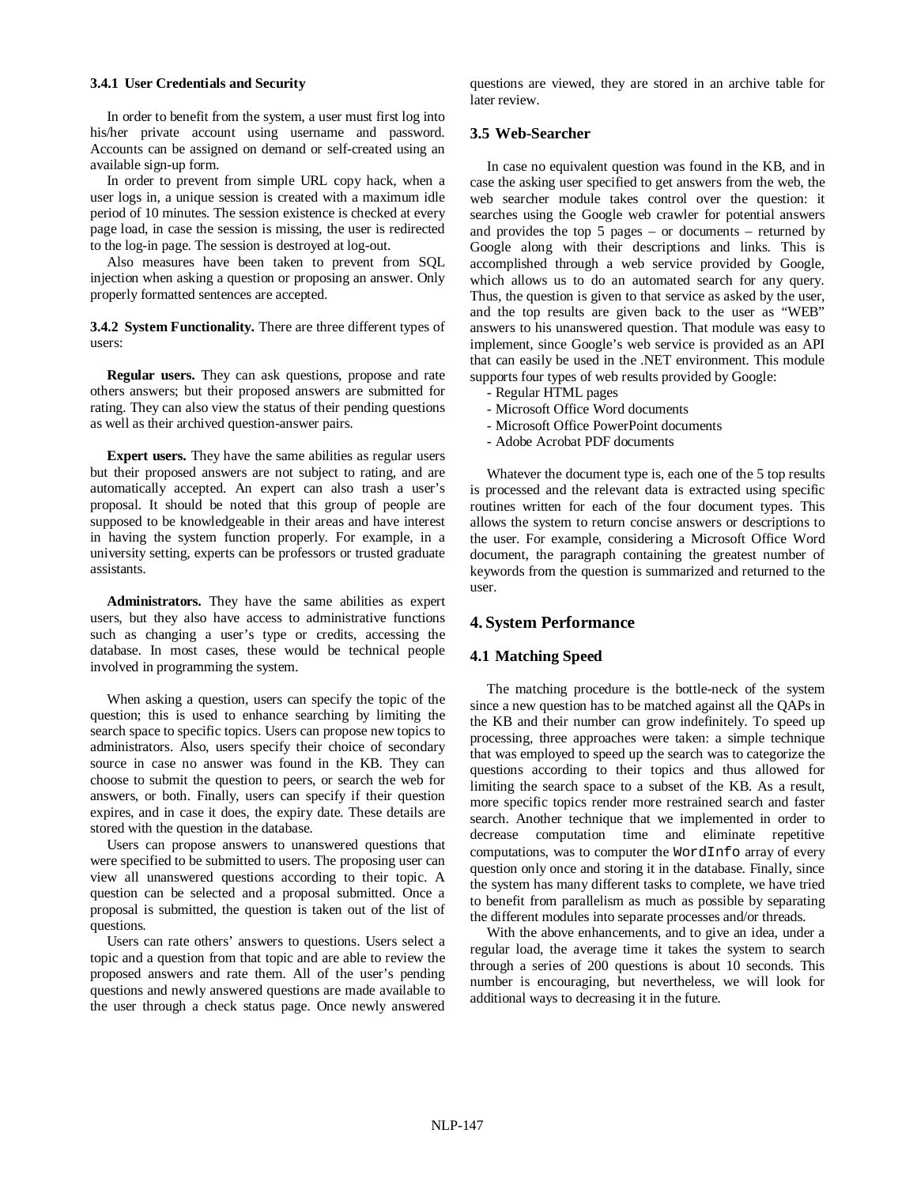#### 3.4.1 User Credentials and Security

In order to benefit from the system, a user must first log into his/her private account using username and password. Accounts can be assigned on demand or self-created using an available sign-up form.

In order to prevent from simple URL copy hack, when a user logs in, a unique session is created with a maximum idle period of 10 minutes. The session existence is checked at every page load, in case the session is missing, the user is redirected to the log-in page. The session is destroyed at log-out.

Also measures have been taken to prevent from SQL injection when asking a question or proposing an answer. Only properly formatted sentences are accepted.

**3.4.2 System Functionality.** There are three different types of users:

**Regular users.** They can ask questions, propose and rate others answers; but their proposed answers are submitted for rating. They can also view the status of their pending questions as well as their archived question-answer pairs.

**Expert users.** They have the same abilities as regular users but their proposed answers are not subject to rating, and are automatically accepted. An expert can also trash a user's proposal. It should be noted that this group of people are supposed to be knowledgeable in their areas and have interest in having the system function properly. For example, in a university setting, experts can be professors or trusted graduate assistants.

**Administrators.** They have the same abilities as expert users, but they also have access to administrative functions such as changing a user's type or credits, accessing the database. In most cases, these would be technical people involved in programming the system.

When asking a question, users can specify the topic of the question; this is used to enhance searching by limiting the search space to specific topics. Users can propose new topics to administrators. Also, users specify their choice of secondary source in case no answer was found in the KB. They can choose to submit the question to peers, or search the web for answers, or both. Finally, users can specify if their question expires, and in case it does, the expiry date. These details are stored with the question in the database.

Users can propose answers to unanswered questions that were specified to be submitted to users. The proposing user can view all unanswered questions according to their topic. A question can be selected and a proposal submitted. Once a proposal is submitted, the question is taken out of the list of questions.

Users can rate others' answers to questions. Users select a topic and a question from that topic and are able to review the proposed answers and rate them. All of the user's pending questions and newly answered questions are made available to the user through a check status page. Once newly answered questions are viewed, they are stored in an archive table for later review.

### 3.5 Web-Searcher

In case no equivalent question was found in the KB, and in case the asking user specified to get answers from the web, the web searcher module takes control over the question: it searches using the Google web crawler for potential answers and provides the top 5 pages – or documents – returned by Google along with their descriptions and links. This is accomplished through a web service provided by Google, which allows us to do an automated search for any query. Thus, the question is given to that service as asked by the user, and the top results are given back to the user as "WEB" answers to his unanswered question. That module was easy to implement, since Google's web service is provided as an API that can easily be used in the .NET environment. This module supports four types of web results provided by Google:

- Regular HTML pages
- Microsoft Office Word documents
- Microsoft Office PowerPoint documents
- Adobe Acrobat PDF documents

Whatever the document type is, each one of the 5 top results is processed and the relevant data is extracted using specific routines written for each of the four document types. This allows the system to return concise answers or descriptions to the user. For example, considering a Microsoft Office Word document, the paragraph containing the greatest number of keywords from the question is summarized and returned to the user.

## 4. System Performance

### 4.1 Matching Speed

The matching procedure is the bottle-neck of the system since a new question has to be matched against all the QAPs in the KB and their number can grow indefinitely. To speed up processing, three approaches were taken: a simple technique that was employed to speed up the search was to categorize the questions according to their topics and thus allowed for limiting the search space to a subset of the KB. As a result, more specific topics render more restrained search and faster search. Another technique that we implemented in order to decrease computation time and eliminate repetitive computations, was to computer the `WordInfo` array of every question only once and storing it in the database. Finally, since the system has many different tasks to complete, we have tried to benefit from parallelism as much as possible by separating the different modules into separate processes and/or threads.

With the above enhancements, and to give an idea, under a regular load, the average time it takes the system to search through a series of 200 questions is about 10 seconds. This number is encouraging, but nevertheless, we will look for additional ways to decreasing it in the future.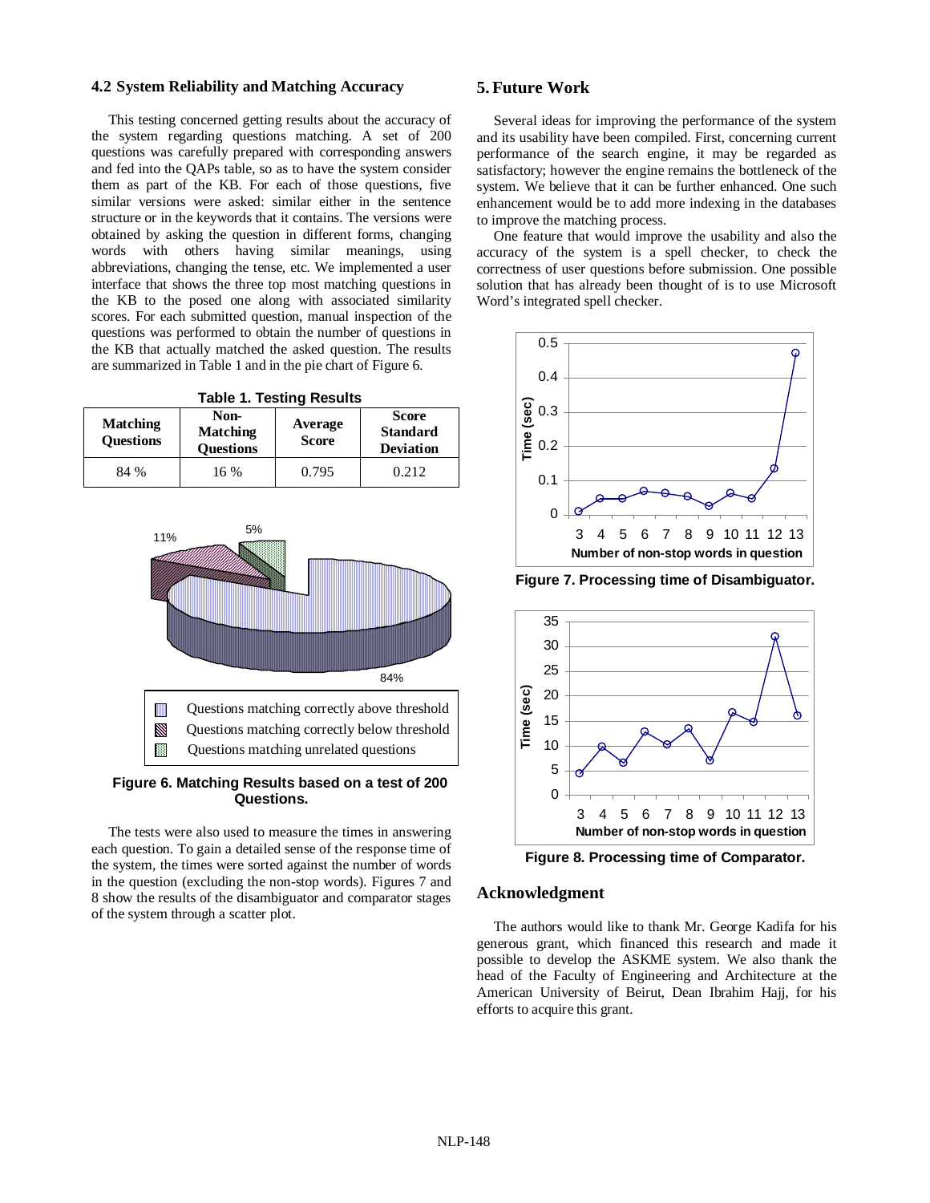### 4.2 System Reliability and Matching Accuracy

This testing concerned getting results about the accuracy of the system regarding questions matching. A set of 200 questions was carefully prepared with corresponding answers and fed into the QAPs table, so as to have the system consider them as part of the KB. For each of those questions, five similar versions were asked: similar either in the sentence structure or in the keywords that it contains. The versions were obtained by asking the question in different forms, changing words with others having similar meanings, using abbreviations, changing the tense, etc. We implemented a user interface that shows the three top most matching questions in the KB to the posed one along with associated similarity scores. For each submitted question, manual inspection of the questions was performed to obtain the number of questions in the KB that actually matched the asked question. The results are summarized in Table 1 and in the pie chart of Figure 6.

**Table 1. Testing Results**

| Matching Questions | Non-Matching Questions | Average Score | Score Standard Deviation |
|---|---|---|---|
| 84 % | 16 % | 0.795 | 0.212 |

11%
5%
84%

Questions matching correctly above threshold
Questions matching correctly below threshold
Questions matching unrelated questions

**Figure 6. Matching Results based on a test of 200 Questions.**

The tests were also used to measure the times in answering each question. To gain a detailed sense of the response time of the system, the times were sorted against the number of words in the question (excluding the non-stop words). Figures 7 and 8 show the results of the disambiguator and comparator stages of the system through a scatter plot.

## 5. Future Work

Several ideas for improving the performance of the system and its usability have been compiled. First, concerning current performance of the search engine, it may be regarded as satisfactory; however the engine remains the bottleneck of the system. We believe that it can be further enhanced. One such enhancement would be to add more indexing in the databases to improve the matching process.

One feature that would improve the usability and also the accuracy of the system is a spell checker, to check the correctness of user questions before submission. One possible solution that has already been thought of is to use Microsoft Word's integrated spell checker.

Time (sec)
0
0.1
0.2
0.3
0.4
0.5
3 4 5 6 7 8 9 10 11 12 13
Number of non-stop words in question

**Figure 7. Processing time of Disambiguator.**

Time (sec)
0
5
10
15
20
25
30
35
3 4 5 6 7 8 9 10 11 12 13
Number of non-stop words in question

**Figure 8. Processing time of Comparator.**

## Acknowledgment

The authors would like to thank Mr. George Kadifa for his generous grant, which financed this research and made it possible to develop the ASKME system. We also thank the head of the Faculty of Engineering and Architecture at the American University of Beirut, Dean Ibrahim Hajj, for his efforts to acquire this grant.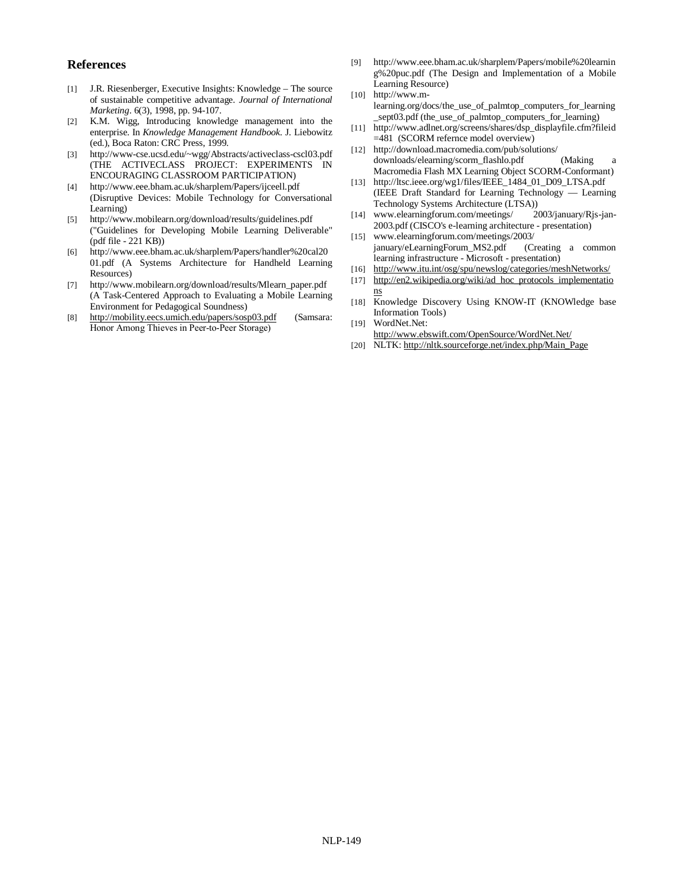## References

[1] J.R. Riesenberger, Executive Insights: Knowledge – The source of sustainable competitive advantage. *Journal of International Marketing*. 6(3), 1998, pp. 94-107.

[2] K.M. Wigg, Introducing knowledge management into the enterprise. In *Knowledge Management Handbook*. J. Liebowitz (ed.), Boca Raton: CRC Press, 1999.

[3] http://www-cse.ucsd.edu/~wgg/Abstracts/activeclass-cscl03.pdf (THE ACTIVECLASS PROJECT: EXPERIMENTS IN ENCOURAGING CLASSROOM PARTICIPATION)

[4] http://www.eee.bham.ac.uk/sharplem/Papers/ijceell.pdf (Disruptive Devices: Mobile Technology for Conversational Learning)

[5] http://www.mobilearn.org/download/results/guidelines.pdf ("Guidelines for Developing Mobile Learning Deliverable" (pdf file - 221 KB))

[6] http://www.eee.bham.ac.uk/sharplem/Papers/handler%20cal2001.pdf (A Systems Architecture for Handheld Learning Resources)

[7] http://www.mobilearn.org/download/results/Mlearn_paper.pdf (A Task-Centered Approach to Evaluating a Mobile Learning Environment for Pedagogical Soundness)

[8] http://mobility.eecs.umich.edu/papers/sosp03.pdf (Samsara: Honor Among Thieves in Peer-to-Peer Storage)

[9] http://www.eee.bham.ac.uk/sharplem/Papers/mobile%20learning%20puc.pdf (The Design and Implementation of a Mobile Learning Resource)

[10] http://www.m-learning.org/docs/the_use_of_palmtop_computers_for_learning_sept03.pdf (the_use_of_palmtop_computers_for_learning)

[11] http://www.adlnet.org/screens/shares/dsp_displayfile.cfm?fileid=481 (SCORM refernce model overview)

[12] http://download.macromedia.com/pub/solutions/downloads/elearning/scorm_flashlo.pdf (Making a Macromedia Flash MX Learning Object SCORM-Conformant)

[13] http://ltsc.ieee.org/wg1/files/IEEE_1484_01_D09_LTSA.pdf (IEEE Draft Standard for Learning Technology — Learning Technology Systems Architecture (LTSA))

[14] www.elearningforum.com/meetings/ 2003/january/Rjs-jan-2003.pdf (CISCO's e-learning architecture - presentation)

[15] www.elearningforum.com/meetings/2003/january/eLearningForum_MS2.pdf (Creating a common learning infrastructure - Microsoft - presentation)

[16] http://www.itu.int/osg/spu/newslog/categories/meshNetworks/

[17] http://en2.wikipedia.org/wiki/ad_hoc_protocols_implementations

[18] Knowledge Discovery Using KNOW-IT (KNOWledge base Information Tools)

[19] WordNet.Net: http://www.ebswift.com/OpenSource/WordNet.Net/

[20] NLTK: http://nltk.sourceforge.net/index.php/Main_Page